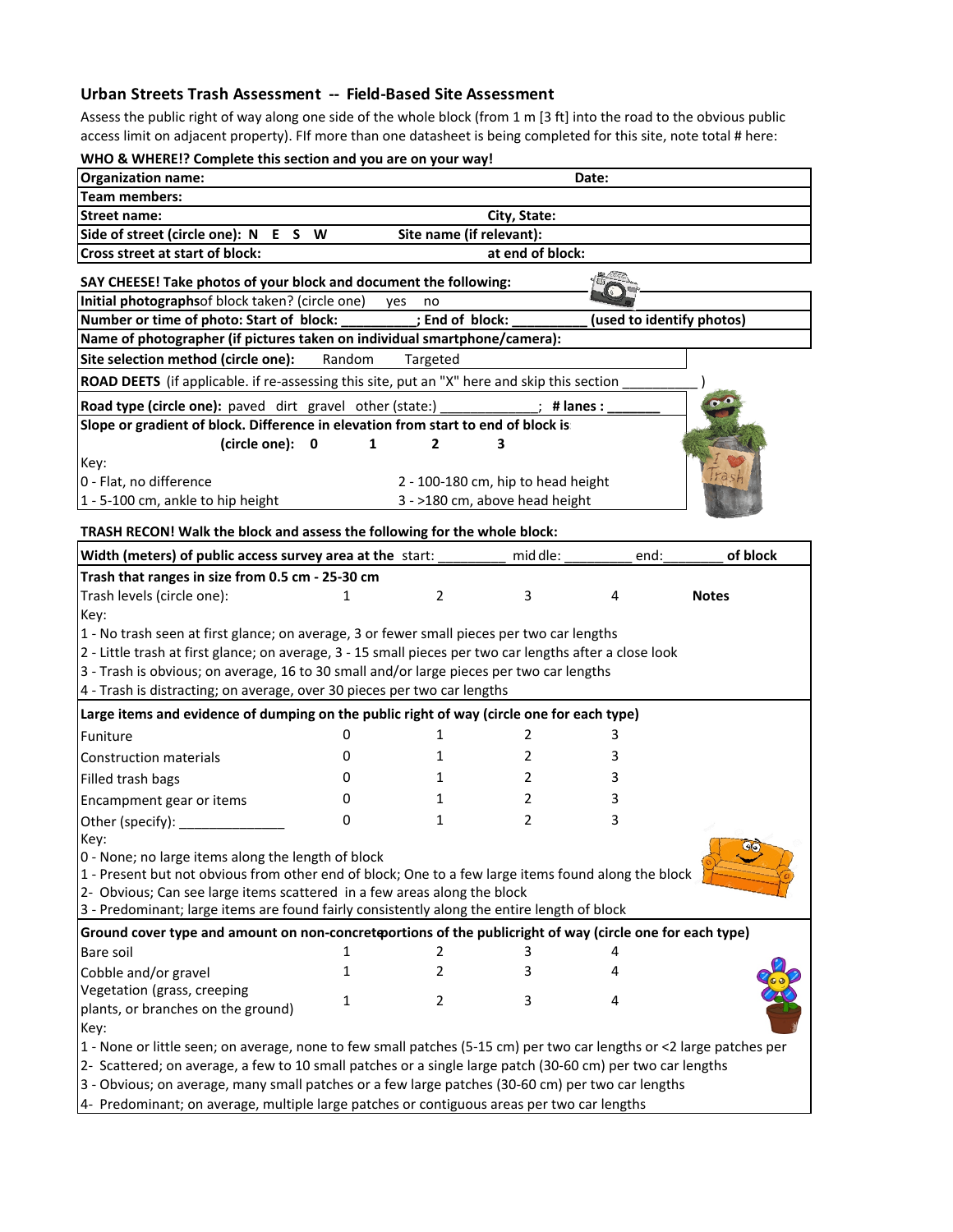## Urban Streets Trash Assessment -- Field-Based Site Assessment

Assess the public right of way along one side of the whole block (from 1 m [3 ft] into the road to the obvious public access limit on adjacent property). FIf more than one datasheet is being completed for this site, note total # here:

**WHO & WHERE!? Complete this section and you are on your way!**

| | |
|---|---|
| **Organization name:** | **Date:** |
| **Team members:** | |
| **Street name:** | **City, State:** |
| **Side of street (circle one): N E S W** | **Site name (if relevant):** |
| **Cross street at start of block:** | **at end of block:** |

**SAY CHEESE! Take photos of your block and document the following:**

| |
|---|
| **Initial photographs** of block taken? (circle one) yes no |
| **Number or time of photo: Start of block: ________; End of block: ________ (used to identify photos)** |
| **Name of photographer (if pictures taken on individual smartphone/camera):** |
| **Site selection method (circle one):** Random Targeted |

**ROAD DEETS** (if applicable. if re-assessing this site, put an "X" here and skip this section __________ )

**Road type (circle one):** paved dirt gravel other (state:) ____________; **# lanes : _______**

**Slope or gradient of block. Difference in elevation from start to end of block is**

**(circle one): 0 1 2 3**

Key:

| | |
|---|---|
| 0 - Flat, no difference | 2 - 100-180 cm, hip to head height |
| 1 - 5-100 cm, ankle to hip height | 3 - >180 cm, above head height |

**TRASH RECON! Walk the block and assess the following for the whole block:**

**Width (meters) of public access survey area at the** start: ________ middle: ________ end: ________ **of block**

**Trash that ranges in size from 0.5 cm - 25-30 cm**

| Trash levels (circle one): | 1 | 2 | 3 | 4 | **Notes** |
|---|---|---|---|---|---|

Key:

1 - No trash seen at first glance; on average, 3 or fewer small pieces per two car lengths
2 - Little trash at first glance; on average, 3 - 15 small pieces per two car lengths after a close look
3 - Trash is obvious; on average, 16 to 30 small and/or large pieces per two car lengths
4 - Trash is distracting; on average, over 30 pieces per two car lengths

**Large items and evidence of dumping on the public right of way (circle one for each type)**

| | | | | |
|---|---|---|---|---|
| Funiture | 0 | 1 | 2 | 3 |
| Construction materials | 0 | 1 | 2 | 3 |
| Filled trash bags | 0 | 1 | 2 | 3 |
| Encampment gear or items | 0 | 1 | 2 | 3 |
| Other (specify): ______________ | 0 | 1 | 2 | 3 |

Key:

0 - None; no large items along the length of block
1 - Present but not obvious from other end of block; One to a few large items found along the block
2- Obvious; Can see large items scattered in a few areas along the block
3 - Predominant; large items are found fairly consistently along the entire length of block

**Ground cover type and amount on non-concrete portions of the public right of way (circle one for each type)**

| | | | | |
|---|---|---|---|---|
| Bare soil | 1 | 2 | 3 | 4 |
| Cobble and/or gravel | 1 | 2 | 3 | 4 |
| Vegetation (grass, creeping plants, or branches on the ground) | 1 | 2 | 3 | 4 |

Key:

1 - None or little seen; on average, none to few small patches (5-15 cm) per two car lengths or <2 large patches per
2- Scattered; on average, a few to 10 small patches or a single large patch (30-60 cm) per two car lengths
3 - Obvious; on average, many small patches or a few large patches (30-60 cm) per two car lengths
4- Predominant; on average, multiple large patches or contiguous areas per two car lengths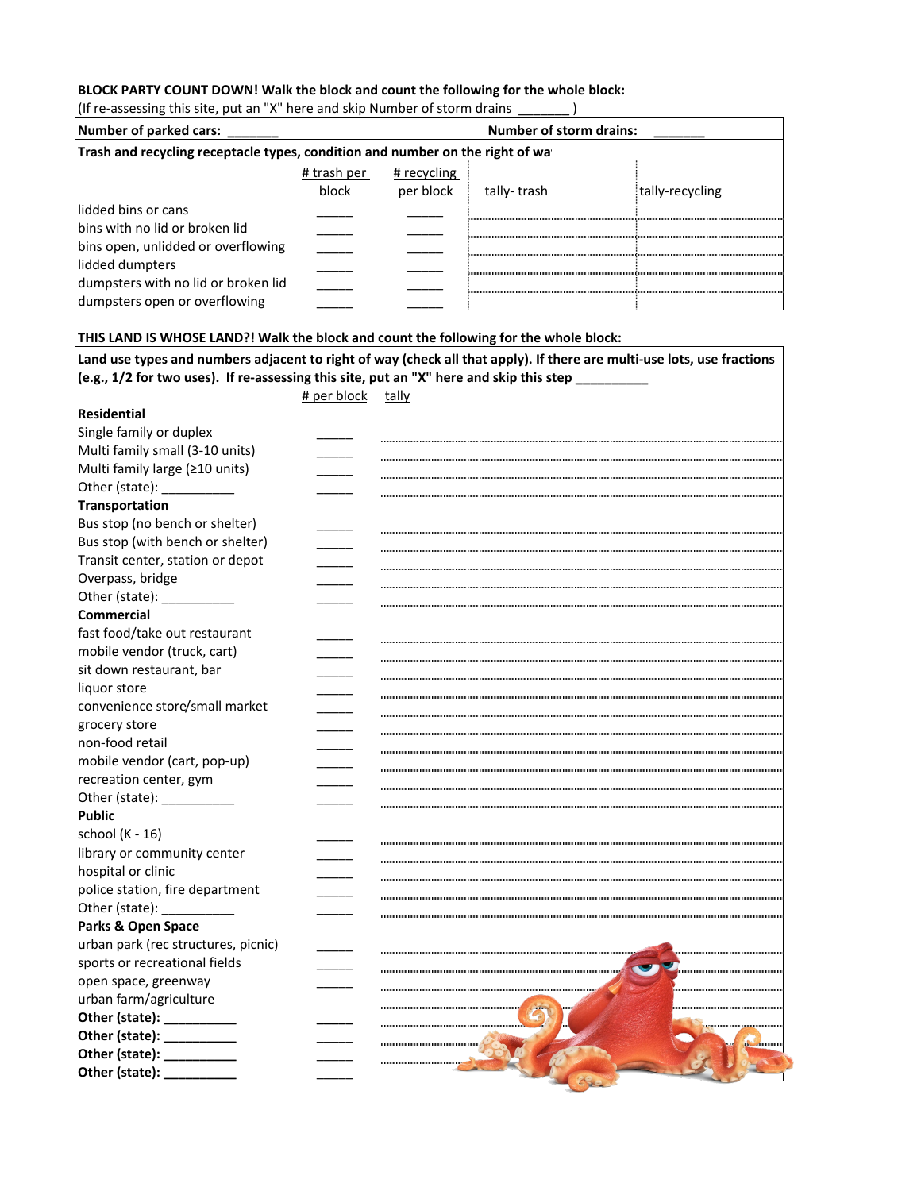**BLOCK PARTY COUNT DOWN! Walk the block and count the following for the whole block:**

(If re-assessing this site, put an "X" here and skip Number of storm drains _______ )

| **Number of parked cars: _______** | | | **Number of storm drains: _______** | |
|---|---|---|---|---|
| **Trash and recycling receptacle types, condition and number on the right of wa** | | | | |
| | # trash per block | # recycling per block | tally- trash | tally-recycling |
| lidded bins or cans | _____ | _____ | | |
| bins with no lid or broken lid | _____ | _____ | | |
| bins open, unlidded or overflowing | _____ | _____ | | |
| lidded dumpters | _____ | _____ | | |
| dumpsters with no lid or broken lid | _____ | _____ | | |
| dumpsters open or overflowing | _____ | _____ | | |

**THIS LAND IS WHOSE LAND?! Walk the block and count the following for the whole block:**

**Land use types and numbers adjacent to right of way (check all that apply). If there are multi-use lots, use fractions (e.g., 1/2 for two uses). If re-assessing this site, put an "X" here and skip this step __________**

| | # per block | tally |
|---|---|---|
| **Residential** | | |
| Single family or duplex | _____ | |
| Multi family small (3-10 units) | _____ | |
| Multi family large (≥10 units) | _____ | |
| Other (state): __________ | _____ | |
| **Transportation** | | |
| Bus stop (no bench or shelter) | _____ | |
| Bus stop (with bench or shelter) | _____ | |
| Transit center, station or depot | _____ | |
| Overpass, bridge | _____ | |
| Other (state): __________ | _____ | |
| **Commercial** | | |
| fast food/take out restaurant | _____ | |
| mobile vendor (truck, cart) | _____ | |
| sit down restaurant, bar | _____ | |
| liquor store | _____ | |
| convenience store/small market | _____ | |
| grocery store | _____ | |
| non-food retail | _____ | |
| mobile vendor (cart, pop-up) | _____ | |
| recreation center, gym | _____ | |
| Other (state): __________ | _____ | |
| **Public** | | |
| school (K - 16) | _____ | |
| library or community center | _____ | |
| hospital or clinic | _____ | |
| police station, fire department | _____ | |
| Other (state): __________ | _____ | |
| **Parks & Open Space** | | |
| urban park (rec structures, picnic) | _____ | |
| sports or recreational fields | _____ | |
| open space, greenway | _____ | |
| urban farm/agriculture | _____ | |
| **Other (state): __________** | _____ | |
| **Other (state): __________** | _____ | |
| **Other (state): __________** | _____ | |
| **Other (state): __________** | _____ | |